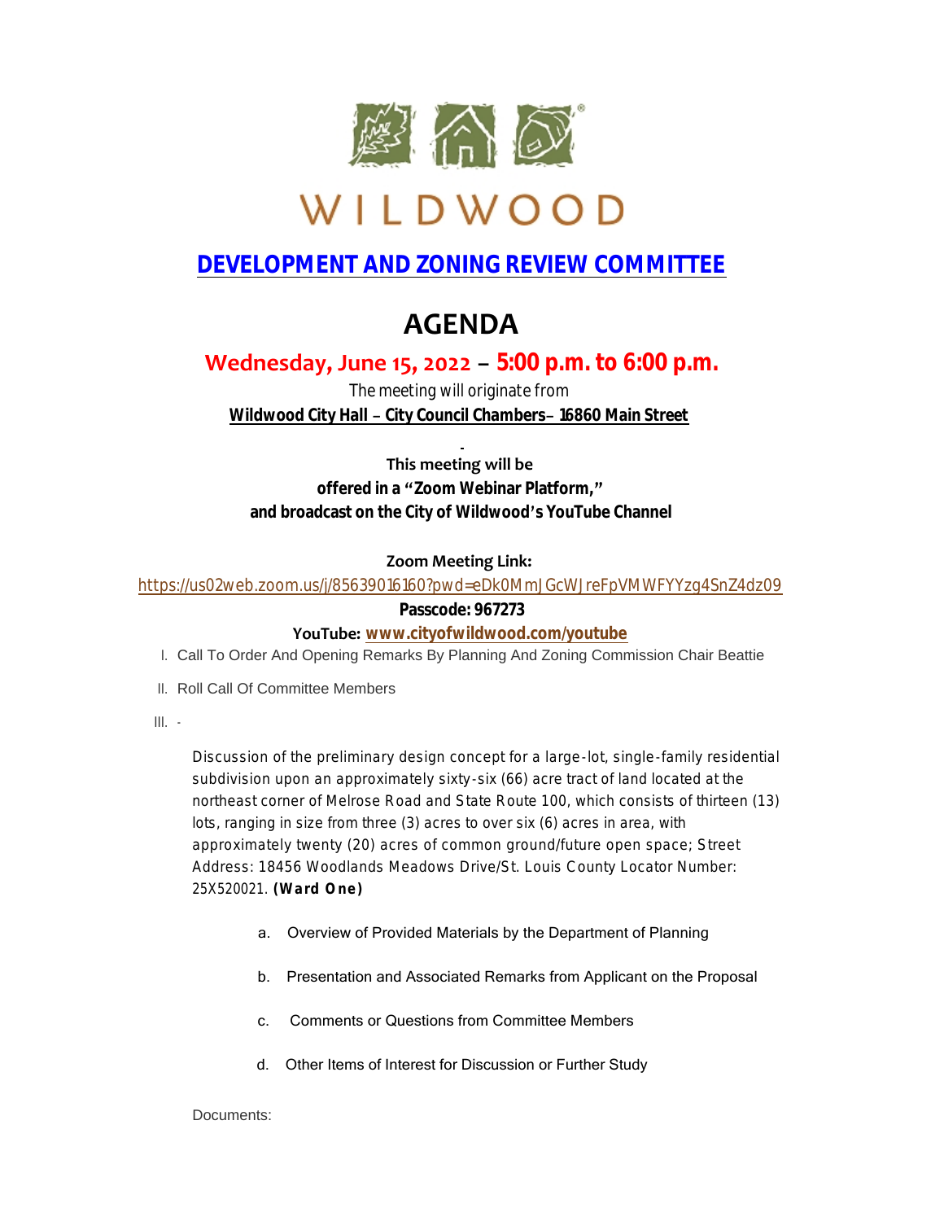# WILDWOOD

## DEVELOPMENT AND ZONING REVIEW COMMITTEE

# AGENDA

**Wednesday, June 15, 2022 – 5:00 p.m. to 6:00 p.m.**

The meeting will originate from

**Wildwood City Hall – City Council Chambers– 16860 Main Street**

-

**This meeting will be offered in a "Zoom Webinar Platform," and broadcast on the City of Wildwood's YouTube Channel**

**Zoom Meeting Link:**

https://us02web.zoom.us/j/85639016160?pwd=eDk0MmJGcWJreFpVMWFYYzg4SnZ4dz09

**Passcode: 967273**

**YouTube: www.cityofwildwood.com/youtube**

I. Call To Order And Opening Remarks By Planning And Zoning Commission Chair Beattie

II. Roll Call Of Committee Members

III. -

Discussion of the preliminary design concept for a large-lot, single-family residential subdivision upon an approximately sixty-six (66) acre tract of land located at the northeast corner of Melrose Road and State Route 100, which consists of thirteen (13) lots, ranging in size from three (3) acres to over six (6) acres in area, with approximately twenty (20) acres of common ground/future open space; Street Address: 18456 Woodlands Meadows Drive/St. Louis County Locator Number: 25X520021. **(Ward One)**

a. Overview of Provided Materials by the Department of Planning

b. Presentation and Associated Remarks from Applicant on the Proposal

c. Comments or Questions from Committee Members

d. Other Items of Interest for Discussion or Further Study

Documents: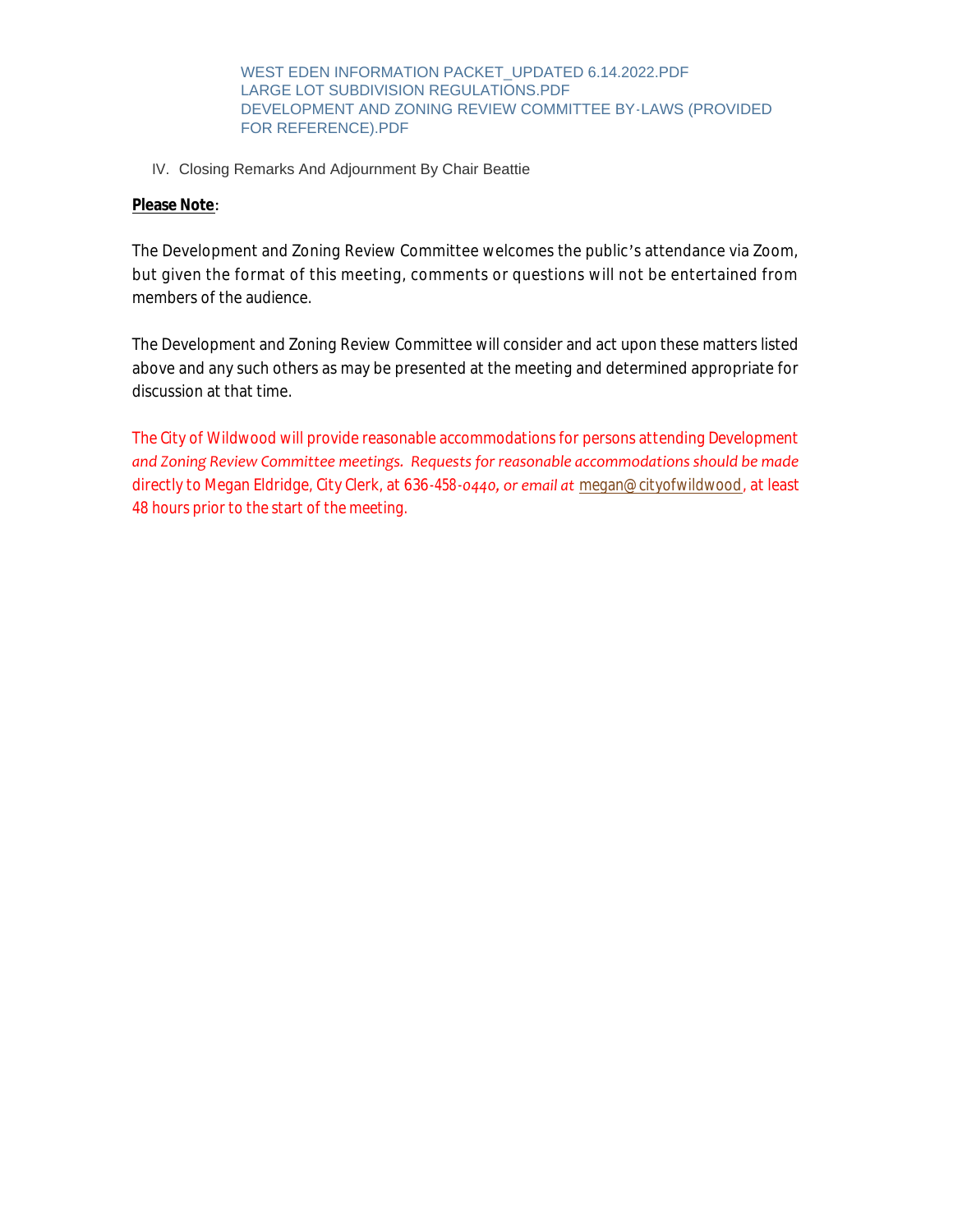WEST EDEN INFORMATION PACKET_UPDATED 6.14.2022.PDF
LARGE LOT SUBDIVISION REGULATIONS.PDF
DEVELOPMENT AND ZONING REVIEW COMMITTEE BY-LAWS (PROVIDED FOR REFERENCE).PDF

IV. Closing Remarks And Adjournment By Chair Beattie

**Please Note**:

The Development and Zoning Review Committee welcomes the public's attendance via Zoom, but given the format of this meeting, comments or questions will not be entertained from members of the audience.

The Development and Zoning Review Committee will consider and act upon these matters listed above and any such others as may be presented at the meeting and determined appropriate for discussion at that time.

The City of Wildwood will provide reasonable accommodations for persons attending Development *and Zoning Review Committee meetings. Requests for reasonable accommodations should be made* directly to Megan Eldridge, City Clerk, at 636-458-*0440, or email at* megan@cityofwildwood, at least 48 hours prior to the start of the meeting.